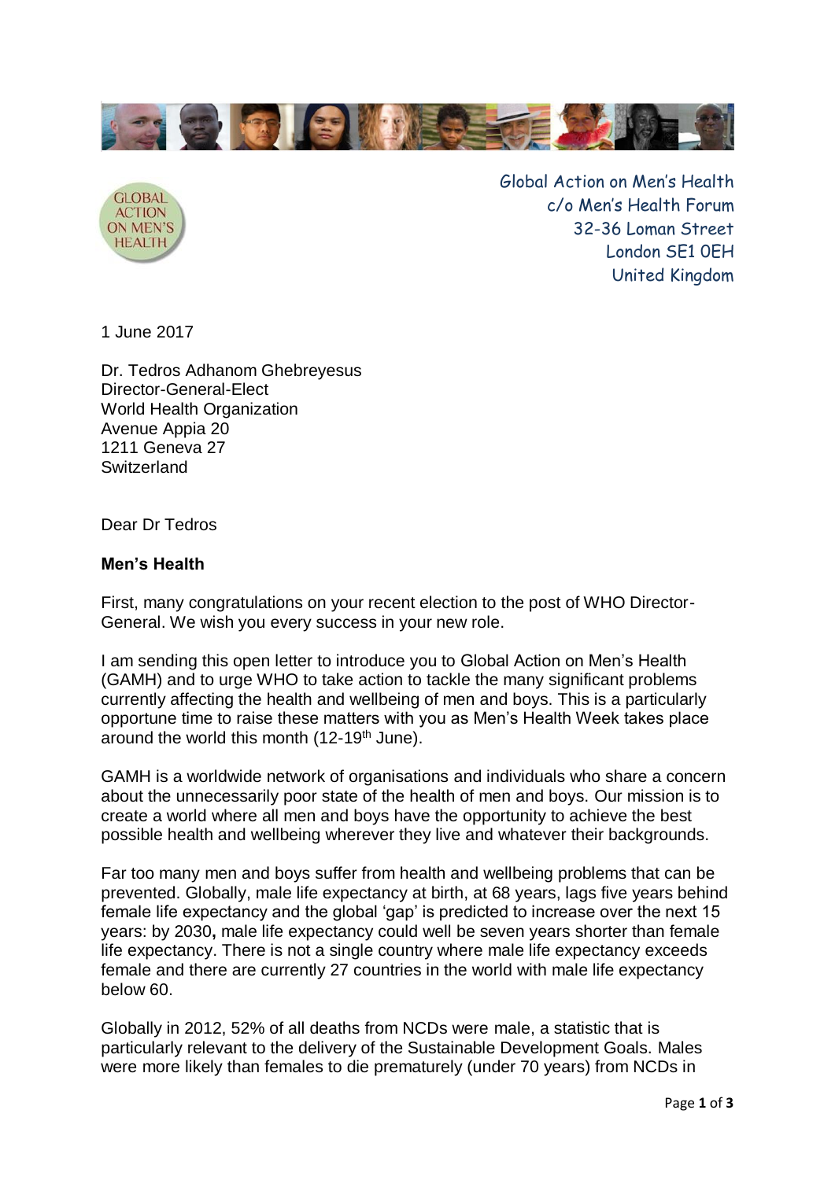Global Action on Men's Health
c/o Men's Health Forum
32-36 Loman Street
London SE1 0EH
United Kingdom

1 June 2017

Dr. Tedros Adhanom Ghebreyesus
Director-General-Elect
World Health Organization
Avenue Appia 20
1211 Geneva 27
Switzerland

Dear Dr Tedros

**Men's Health**

First, many congratulations on your recent election to the post of WHO Director-General. We wish you every success in your new role.

I am sending this open letter to introduce you to Global Action on Men's Health (GAMH) and to urge WHO to take action to tackle the many significant problems currently affecting the health and wellbeing of men and boys. This is a particularly opportune time to raise these matters with you as Men's Health Week takes place around the world this month (12-19th June).

GAMH is a worldwide network of organisations and individuals who share a concern about the unnecessarily poor state of the health of men and boys. Our mission is to create a world where all men and boys have the opportunity to achieve the best possible health and wellbeing wherever they live and whatever their backgrounds.

Far too many men and boys suffer from health and wellbeing problems that can be prevented. Globally, male life expectancy at birth, at 68 years, lags five years behind female life expectancy and the global 'gap' is predicted to increase over the next 15 years: by 2030**,** male life expectancy could well be seven years shorter than female life expectancy. There is not a single country where male life expectancy exceeds female and there are currently 27 countries in the world with male life expectancy below 60.

Globally in 2012, 52% of all deaths from NCDs were male, a statistic that is particularly relevant to the delivery of the Sustainable Development Goals. Males were more likely than females to die prematurely (under 70 years) from NCDs in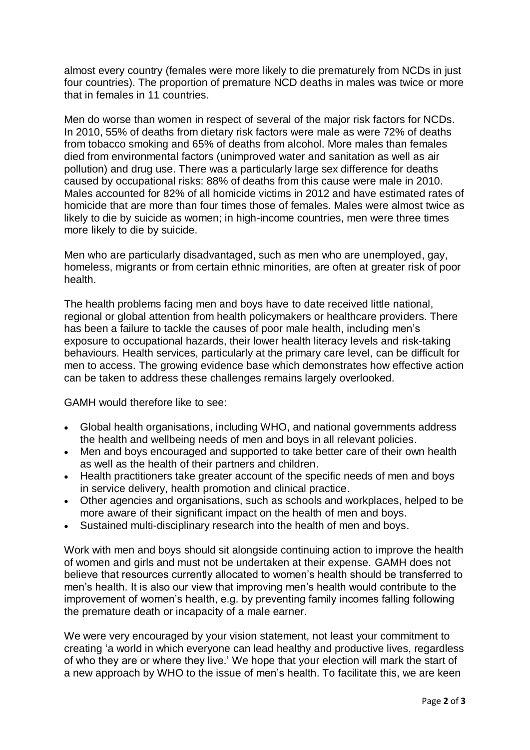almost every country (females were more likely to die prematurely from NCDs in just four countries). The proportion of premature NCD deaths in males was twice or more that in females in 11 countries.

Men do worse than women in respect of several of the major risk factors for NCDs. In 2010, 55% of deaths from dietary risk factors were male as were 72% of deaths from tobacco smoking and 65% of deaths from alcohol. More males than females died from environmental factors (unimproved water and sanitation as well as air pollution) and drug use. There was a particularly large sex difference for deaths caused by occupational risks: 88% of deaths from this cause were male in 2010. Males accounted for 82% of all homicide victims in 2012 and have estimated rates of homicide that are more than four times those of females. Males were almost twice as likely to die by suicide as women; in high-income countries, men were three times more likely to die by suicide.

Men who are particularly disadvantaged, such as men who are unemployed, gay, homeless, migrants or from certain ethnic minorities, are often at greater risk of poor health.

The health problems facing men and boys have to date received little national, regional or global attention from health policymakers or healthcare providers. There has been a failure to tackle the causes of poor male health, including men's exposure to occupational hazards, their lower health literacy levels and risk-taking behaviours. Health services, particularly at the primary care level, can be difficult for men to access. The growing evidence base which demonstrates how effective action can be taken to address these challenges remains largely overlooked.

GAMH would therefore like to see:

- Global health organisations, including WHO, and national governments address the health and wellbeing needs of men and boys in all relevant policies.
- Men and boys encouraged and supported to take better care of their own health as well as the health of their partners and children.
- Health practitioners take greater account of the specific needs of men and boys in service delivery, health promotion and clinical practice.
- Other agencies and organisations, such as schools and workplaces, helped to be more aware of their significant impact on the health of men and boys.
- Sustained multi-disciplinary research into the health of men and boys.

Work with men and boys should sit alongside continuing action to improve the health of women and girls and must not be undertaken at their expense. GAMH does not believe that resources currently allocated to women's health should be transferred to men's health. It is also our view that improving men's health would contribute to the improvement of women's health, e.g. by preventing family incomes falling following the premature death or incapacity of a male earner.

We were very encouraged by your vision statement, not least your commitment to creating 'a world in which everyone can lead healthy and productive lives, regardless of who they are or where they live.' We hope that your election will mark the start of a new approach by WHO to the issue of men's health. To facilitate this, we are keen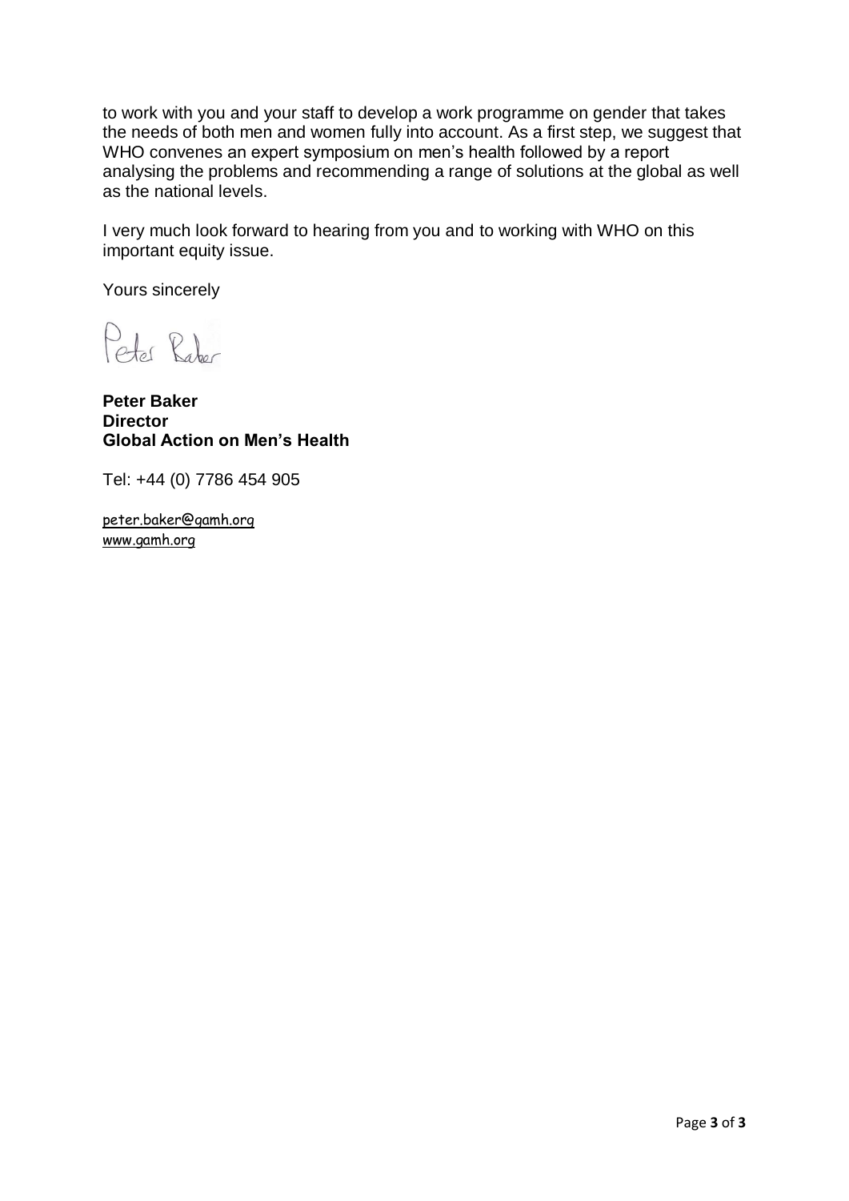to work with you and your staff to develop a work programme on gender that takes the needs of both men and women fully into account. As a first step, we suggest that WHO convenes an expert symposium on men's health followed by a report analysing the problems and recommending a range of solutions at the global as well as the national levels.

I very much look forward to hearing from you and to working with WHO on this important equity issue.

Yours sincerely

Peter Baker

**Peter Baker**
**Director**
**Global Action on Men's Health**

Tel: +44 (0) 7786 454 905

peter.baker@gamh.org
www.gamh.org